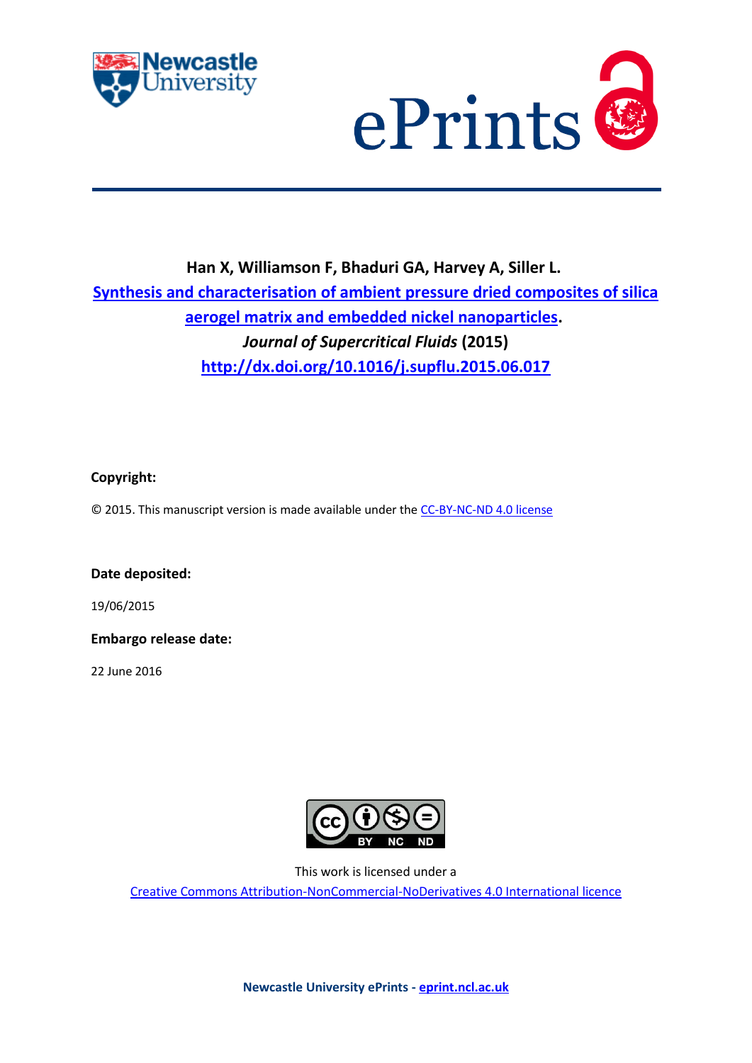Han X, Williamson F, Bhaduri GA, Harvey A, Siller L.

**[Synthesis and characterisation of ambient pressure dried composites of silica aerogel matrix and embedded nickel nanoparticles](http://dx.doi.org/10.1016/j.supflu.2015.06.017).**

***Journal of Supercritical Fluids* (2015)**

**<http://dx.doi.org/10.1016/j.supflu.2015.06.017>**

**Copyright:**

© 2015. This manuscript version is made available under the CC-BY-NC-ND 4.0 license

**Date deposited:**

19/06/2015

**Embargo release date:**

22 June 2016

This work is licensed under a

Creative Commons Attribution-NonCommercial-NoDerivatives 4.0 International licence

**Newcastle University ePrints - eprint.ncl.ac.uk**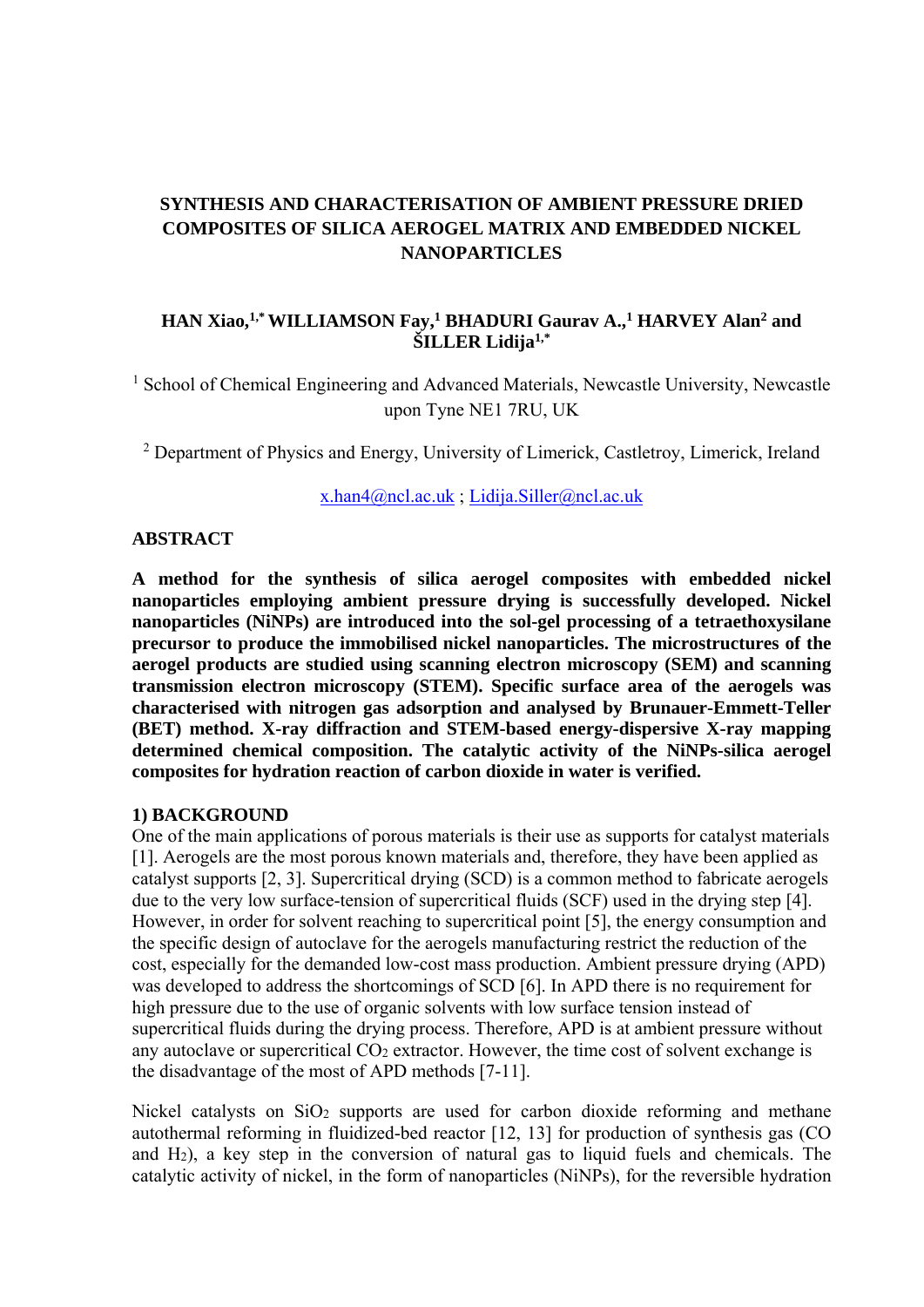# SYNTHESIS AND CHARACTERISATION OF AMBIENT PRESSURE DRIED COMPOSITES OF SILICA AEROGEL MATRIX AND EMBEDDED NICKEL NANOPARTICLES

**HAN Xiao,[1,*] WILLIAMSON Fay,[1] BHADURI Gaurav A.,[1] HARVEY Alan[2] and ŠILLER Lidija[1,*]**

[1] School of Chemical Engineering and Advanced Materials, Newcastle University, Newcastle upon Tyne NE1 7RU, UK

[2] Department of Physics and Energy, University of Limerick, Castletroy, Limerick, Ireland

x.han4@ncl.ac.uk ; Lidija.Siller@ncl.ac.uk

## ABSTRACT

**A method for the synthesis of silica aerogel composites with embedded nickel nanoparticles employing ambient pressure drying is successfully developed. Nickel nanoparticles (NiNPs) are introduced into the sol-gel processing of a tetraethoxysilane precursor to produce the immobilised nickel nanoparticles. The microstructures of the aerogel products are studied using scanning electron microscopy (SEM) and scanning transmission electron microscopy (STEM). Specific surface area of the aerogels was characterised with nitrogen gas adsorption and analysed by Brunauer-Emmett-Teller (BET) method. X-ray diffraction and STEM-based energy-dispersive X-ray mapping determined chemical composition. The catalytic activity of the NiNPs-silica aerogel composites for hydration reaction of carbon dioxide in water is verified.**

## 1) BACKGROUND

One of the main applications of porous materials is their use as supports for catalyst materials [1]. Aerogels are the most porous known materials and, therefore, they have been applied as catalyst supports [2, 3]. Supercritical drying (SCD) is a common method to fabricate aerogels due to the very low surface-tension of supercritical fluids (SCF) used in the drying step [4]. However, in order for solvent reaching to supercritical point [5], the energy consumption and the specific design of autoclave for the aerogels manufacturing restrict the reduction of the cost, especially for the demanded low-cost mass production. Ambient pressure drying (APD) was developed to address the shortcomings of SCD [6]. In APD there is no requirement for high pressure due to the use of organic solvents with low surface tension instead of supercritical fluids during the drying process. Therefore, APD is at ambient pressure without any autoclave or supercritical $CO_2$ extractor. However, the time cost of solvent exchange is the disadvantage of the most of APD methods [7-11].

Nickel catalysts on $SiO_2$ supports are used for carbon dioxide reforming and methane autothermal reforming in fluidized-bed reactor [12, 13] for production of synthesis gas (CO and $H_2$), a key step in the conversion of natural gas to liquid fuels and chemicals. The catalytic activity of nickel, in the form of nanoparticles (NiNPs), for the reversible hydration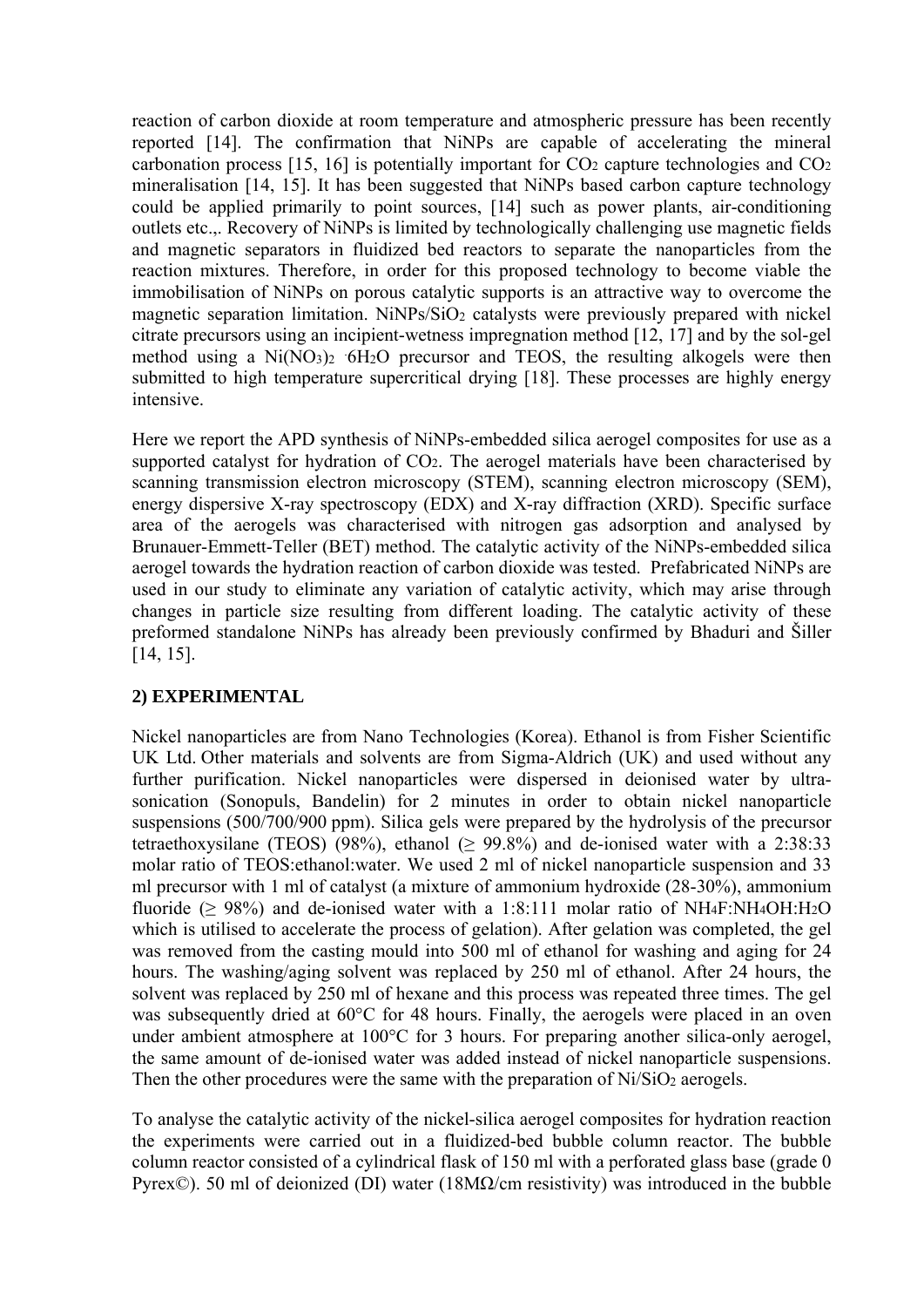reaction of carbon dioxide at room temperature and atmospheric pressure has been recently reported [14]. The confirmation that NiNPs are capable of accelerating the mineral carbonation process [15, 16] is potentially important for $CO_2$ capture technologies and $CO_2$ mineralisation [14, 15]. It has been suggested that NiNPs based carbon capture technology could be applied primarily to point sources, [14] such as power plants, air-conditioning outlets etc.,. Recovery of NiNPs is limited by technologically challenging use magnetic fields and magnetic separators in fluidized bed reactors to separate the nanoparticles from the reaction mixtures. Therefore, in order for this proposed technology to become viable the immobilisation of NiNPs on porous catalytic supports is an attractive way to overcome the magnetic separation limitation. NiNPs/$SiO_2$ catalysts were previously prepared with nickel citrate precursors using an incipient-wetness impregnation method [12, 17] and by the sol-gel method using a $Ni(NO_3)_2 \cdot 6H_2O$ precursor and TEOS, the resulting alkogels were then submitted to high temperature supercritical drying [18]. These processes are highly energy intensive.

Here we report the APD synthesis of NiNPs-embedded silica aerogel composites for use as a supported catalyst for hydration of $CO_2$. The aerogel materials have been characterised by scanning transmission electron microscopy (STEM), scanning electron microscopy (SEM), energy dispersive X-ray spectroscopy (EDX) and X-ray diffraction (XRD). Specific surface area of the aerogels was characterised with nitrogen gas adsorption and analysed by Brunauer-Emmett-Teller (BET) method. The catalytic activity of the NiNPs-embedded silica aerogel towards the hydration reaction of carbon dioxide was tested. Prefabricated NiNPs are used in our study to eliminate any variation of catalytic activity, which may arise through changes in particle size resulting from different loading. The catalytic activity of these preformed standalone NiNPs has already been previously confirmed by Bhaduri and Šiller [14, 15].

## 2) EXPERIMENTAL

Nickel nanoparticles are from Nano Technologies (Korea). Ethanol is from Fisher Scientific UK Ltd. Other materials and solvents are from Sigma-Aldrich (UK) and used without any further purification. Nickel nanoparticles were dispersed in deionised water by ultra-sonication (Sonopuls, Bandelin) for 2 minutes in order to obtain nickel nanoparticle suspensions (500/700/900 ppm). Silica gels were prepared by the hydrolysis of the precursor tetraethoxysilane (TEOS) (98%), ethanol ($\geq$ 99.8%) and de-ionised water with a 2:38:33 molar ratio of TEOS:ethanol:water. We used 2 ml of nickel nanoparticle suspension and 33 ml precursor with 1 ml of catalyst (a mixture of ammonium hydroxide (28-30%), ammonium fluoride ($\geq$ 98%) and de-ionised water with a 1:8:111 molar ratio of $NH_4F$:$NH_4OH$:$H_2O$ which is utilised to accelerate the process of gelation). After gelation was completed, the gel was removed from the casting mould into 500 ml of ethanol for washing and aging for 24 hours. The washing/aging solvent was replaced by 250 ml of ethanol. After 24 hours, the solvent was replaced by 250 ml of hexane and this process was repeated three times. The gel was subsequently dried at 60°C for 48 hours. Finally, the aerogels were placed in an oven under ambient atmosphere at 100°C for 3 hours. For preparing another silica-only aerogel, the same amount of de-ionised water was added instead of nickel nanoparticle suspensions. Then the other procedures were the same with the preparation of Ni/$SiO_2$ aerogels.

To analyse the catalytic activity of the nickel-silica aerogel composites for hydration reaction the experiments were carried out in a fluidized-bed bubble column reactor. The bubble column reactor consisted of a cylindrical flask of 150 ml with a perforated glass base (grade 0 Pyrex©). 50 ml of deionized (DI) water (18MΩ/cm resistivity) was introduced in the bubble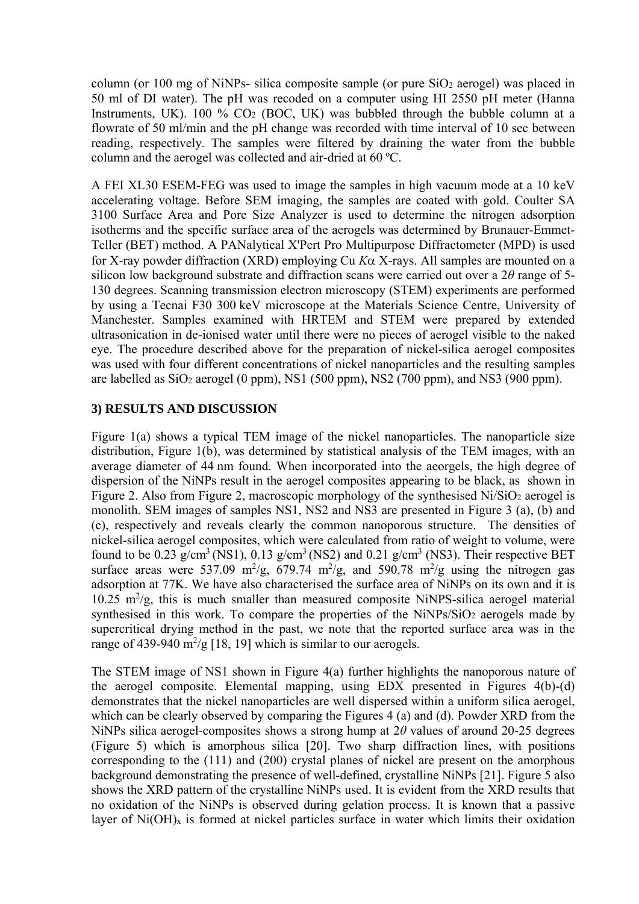column (or 100 mg of NiNPs- silica composite sample (or pure $SiO_2$ aerogel) was placed in 50 ml of DI water). The pH was recoded on a computer using HI 2550 pH meter (Hanna Instruments, UK). 100 % $CO_2$ (BOC, UK) was bubbled through the bubble column at a flowrate of 50 ml/min and the pH change was recorded with time interval of 10 sec between reading, respectively. The samples were filtered by draining the water from the bubble column and the aerogel was collected and air-dried at 60 ºC.

A FEI XL30 ESEM-FEG was used to image the samples in high vacuum mode at a 10 keV accelerating voltage. Before SEM imaging, the samples are coated with gold. Coulter SA 3100 Surface Area and Pore Size Analyzer is used to determine the nitrogen adsorption isotherms and the specific surface area of the aerogels was determined by Brunauer-Emmet-Teller (BET) method. A PANalytical X'Pert Pro Multipurpose Diffractometer (MPD) is used for X-ray powder diffraction (XRD) employing Cu $K\alpha$ X-rays. All samples are mounted on a silicon low background substrate and diffraction scans were carried out over a $2\theta$ range of 5-130 degrees. Scanning transmission electron microscopy (STEM) experiments are performed by using a Tecnai F30 300 keV microscope at the Materials Science Centre, University of Manchester. Samples examined with HRTEM and STEM were prepared by extended ultrasonication in de-ionised water until there were no pieces of aerogel visible to the naked eye. The procedure described above for the preparation of nickel-silica aerogel composites was used with four different concentrations of nickel nanoparticles and the resulting samples are labelled as $SiO_2$ aerogel (0 ppm), NS1 (500 ppm), NS2 (700 ppm), and NS3 (900 ppm).

## 3) RESULTS AND DISCUSSION

Figure 1(a) shows a typical TEM image of the nickel nanoparticles. The nanoparticle size distribution, Figure 1(b), was determined by statistical analysis of the TEM images, with an average diameter of 44 nm found. When incorporated into the aeorgels, the high degree of dispersion of the NiNPs result in the aerogel composites appearing to be black, as shown in Figure 2. Also from Figure 2, macroscopic morphology of the synthesised Ni/$SiO_2$ aerogel is monolith. SEM images of samples NS1, NS2 and NS3 are presented in Figure 3 (a), (b) and (c), respectively and reveals clearly the common nanoporous structure. The densities of nickel-silica aerogel composites, which were calculated from ratio of weight to volume, were found to be 0.23 g/cm$^3$ (NS1), 0.13 g/cm$^3$ (NS2) and 0.21 g/cm$^3$ (NS3). Their respective BET surface areas were 537.09 m$^2$/g, 679.74 m$^2$/g, and 590.78 m$^2$/g using the nitrogen gas adsorption at 77K. We have also characterised the surface area of NiNPs on its own and it is 10.25 m$^2$/g, this is much smaller than measured composite NiNPS-silica aerogel material synthesised in this work. To compare the properties of the NiNPs/$SiO_2$ aerogels made by supercritical drying method in the past, we note that the reported surface area was in the range of 439-940 m$^2$/g [18, 19] which is similar to our aerogels.

The STEM image of NS1 shown in Figure 4(a) further highlights the nanoporous nature of the aerogel composite. Elemental mapping, using EDX presented in Figures 4(b)-(d) demonstrates that the nickel nanoparticles are well dispersed within a uniform silica aerogel, which can be clearly observed by comparing the Figures 4 (a) and (d). Powder XRD from the NiNPs silica aerogel-composites shows a strong hump at $2\theta$ values of around 20-25 degrees (Figure 5) which is amorphous silica [20]. Two sharp diffraction lines, with positions corresponding to the (111) and (200) crystal planes of nickel are present on the amorphous background demonstrating the presence of well-defined, crystalline NiNPs [21]. Figure 5 also shows the XRD pattern of the crystalline NiNPs used. It is evident from the XRD results that no oxidation of the NiNPs is observed during gelation process. It is known that a passive layer of $Ni(OH)_x$ is formed at nickel particles surface in water which limits their oxidation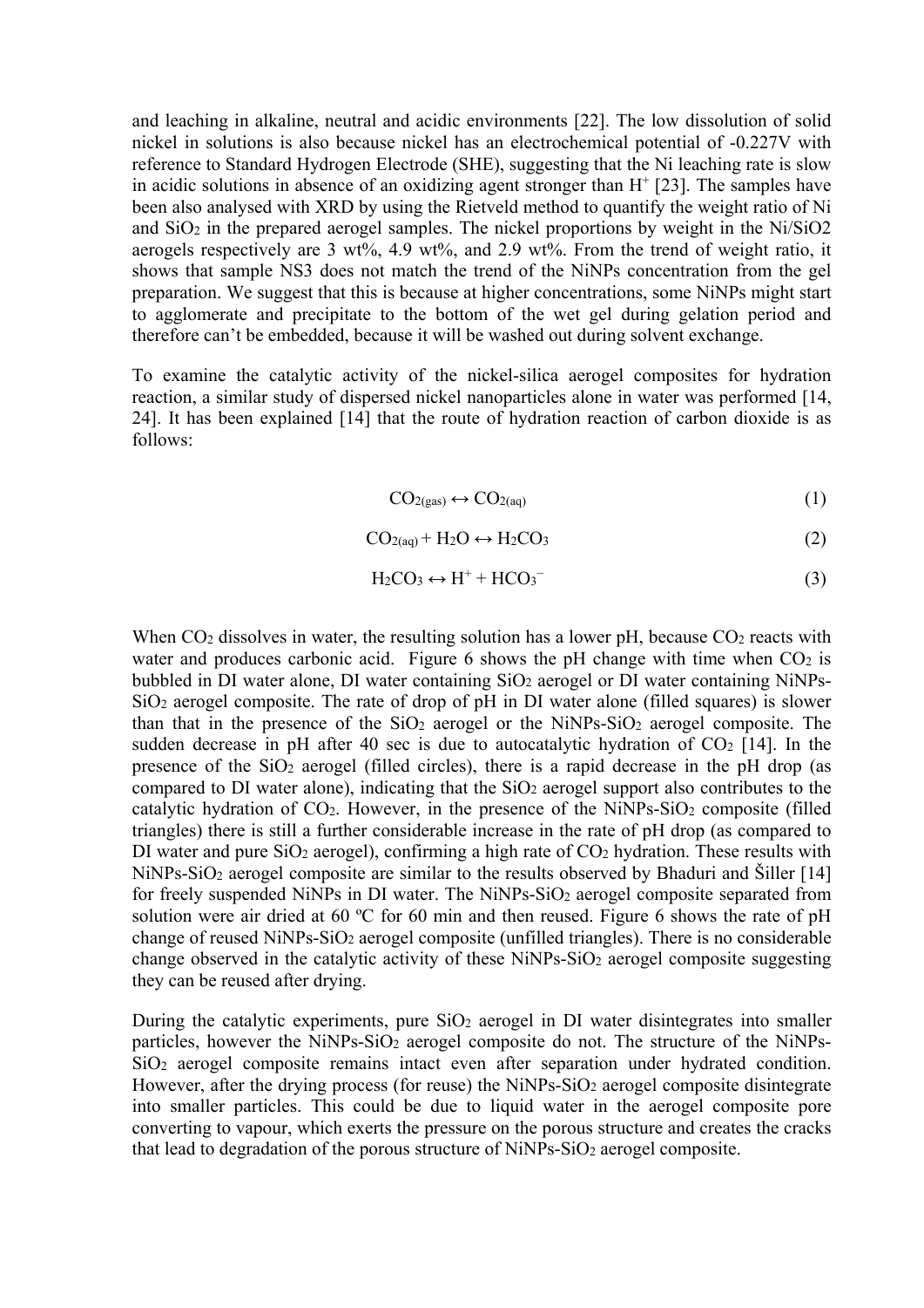and leaching in alkaline, neutral and acidic environments [22]. The low dissolution of solid nickel in solutions is also because nickel has an electrochemical potential of -0.227V with reference to Standard Hydrogen Electrode (SHE), suggesting that the Ni leaching rate is slow in acidic solutions in absence of an oxidizing agent stronger than $H^+$ [23]. The samples have been also analysed with XRD by using the Rietveld method to quantify the weight ratio of Ni and $SiO_2$ in the prepared aerogel samples. The nickel proportions by weight in the Ni/SiO2 aerogels respectively are 3 wt%, 4.9 wt%, and 2.9 wt%. From the trend of weight ratio, it shows that sample NS3 does not match the trend of the NiNPs concentration from the gel preparation. We suggest that this is because at higher concentrations, some NiNPs might start to agglomerate and precipitate to the bottom of the wet gel during gelation period and therefore can't be embedded, because it will be washed out during solvent exchange.

To examine the catalytic activity of the nickel-silica aerogel composites for hydration reaction, a similar study of dispersed nickel nanoparticles alone in water was performed [14, 24]. It has been explained [14] that the route of hydration reaction of carbon dioxide is as follows:

$$CO_{2(gas)} \leftrightarrow CO_{2(aq)} \quad (1)$$

$$CO_{2(aq)} + H_2O \leftrightarrow H_2CO_3 \quad (2)$$

$$H_2CO_3 \leftrightarrow H^+ + HCO_3^- \quad (3)$$

When $CO_2$ dissolves in water, the resulting solution has a lower pH, because $CO_2$ reacts with water and produces carbonic acid. Figure 6 shows the pH change with time when $CO_2$ is bubbled in DI water alone, DI water containing $SiO_2$ aerogel or DI water containing NiNPs-$SiO_2$ aerogel composite. The rate of drop of pH in DI water alone (filled squares) is slower than that in the presence of the $SiO_2$ aerogel or the NiNPs-$SiO_2$ aerogel composite. The sudden decrease in pH after 40 sec is due to autocatalytic hydration of $CO_2$ [14]. In the presence of the $SiO_2$ aerogel (filled circles), there is a rapid decrease in the pH drop (as compared to DI water alone), indicating that the $SiO_2$ aerogel support also contributes to the catalytic hydration of $CO_2$. However, in the presence of the NiNPs-$SiO_2$ composite (filled triangles) there is still a further considerable increase in the rate of pH drop (as compared to DI water and pure $SiO_2$ aerogel), confirming a high rate of $CO_2$ hydration. These results with NiNPs-$SiO_2$ aerogel composite are similar to the results observed by Bhaduri and Šiller [14] for freely suspended NiNPs in DI water. The NiNPs-$SiO_2$ aerogel composite separated from solution were air dried at 60 ºC for 60 min and then reused. Figure 6 shows the rate of pH change of reused NiNPs-$SiO_2$ aerogel composite (unfilled triangles). There is no considerable change observed in the catalytic activity of these NiNPs-$SiO_2$ aerogel composite suggesting they can be reused after drying.

During the catalytic experiments, pure $SiO_2$ aerogel in DI water disintegrates into smaller particles, however the NiNPs-$SiO_2$ aerogel composite do not. The structure of the NiNPs-$SiO_2$ aerogel composite remains intact even after separation under hydrated condition. However, after the drying process (for reuse) the NiNPs-$SiO_2$ aerogel composite disintegrate into smaller particles. This could be due to liquid water in the aerogel composite pore converting to vapour, which exerts the pressure on the porous structure and creates the cracks that lead to degradation of the porous structure of NiNPs-$SiO_2$ aerogel composite.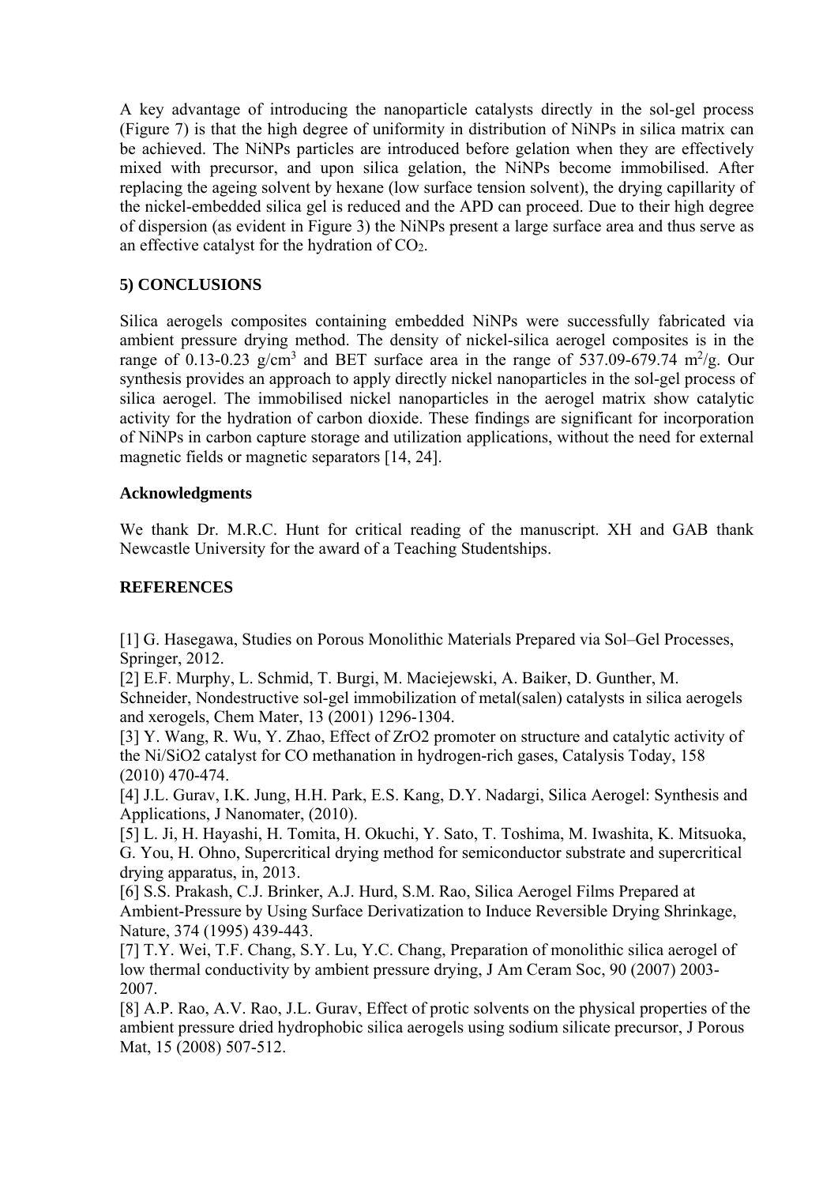A key advantage of introducing the nanoparticle catalysts directly in the sol-gel process (Figure 7) is that the high degree of uniformity in distribution of NiNPs in silica matrix can be achieved. The NiNPs particles are introduced before gelation when they are effectively mixed with precursor, and upon silica gelation, the NiNPs become immobilised. After replacing the ageing solvent by hexane (low surface tension solvent), the drying capillarity of the nickel-embedded silica gel is reduced and the APD can proceed. Due to their high degree of dispersion (as evident in Figure 3) the NiNPs present a large surface area and thus serve as an effective catalyst for the hydration of $CO_2$.

## 5) CONCLUSIONS

Silica aerogels composites containing embedded NiNPs were successfully fabricated via ambient pressure drying method. The density of nickel-silica aerogel composites is in the range of 0.13-0.23 $g/cm^3$ and BET surface area in the range of 537.09-679.74 $m^2/g$. Our synthesis provides an approach to apply directly nickel nanoparticles in the sol-gel process of silica aerogel. The immobilised nickel nanoparticles in the aerogel matrix show catalytic activity for the hydration of carbon dioxide. These findings are significant for incorporation of NiNPs in carbon capture storage and utilization applications, without the need for external magnetic fields or magnetic separators [14, 24].

### Acknowledgments

We thank Dr. M.R.C. Hunt for critical reading of the manuscript. XH and GAB thank Newcastle University for the award of a Teaching Studentships.

## REFERENCES

[1] G. Hasegawa, Studies on Porous Monolithic Materials Prepared via Sol–Gel Processes, Springer, 2012.
[2] E.F. Murphy, L. Schmid, T. Burgi, M. Maciejewski, A. Baiker, D. Gunther, M. Schneider, Nondestructive sol-gel immobilization of metal(salen) catalysts in silica aerogels and xerogels, Chem Mater, 13 (2001) 1296-1304.
[3] Y. Wang, R. Wu, Y. Zhao, Effect of ZrO2 promoter on structure and catalytic activity of the Ni/SiO2 catalyst for CO methanation in hydrogen-rich gases, Catalysis Today, 158 (2010) 470-474.
[4] J.L. Gurav, I.K. Jung, H.H. Park, E.S. Kang, D.Y. Nadargi, Silica Aerogel: Synthesis and Applications, J Nanomater, (2010).
[5] L. Ji, H. Hayashi, H. Tomita, H. Okuchi, Y. Sato, T. Toshima, M. Iwashita, K. Mitsuoka, G. You, H. Ohno, Supercritical drying method for semiconductor substrate and supercritical drying apparatus, in, 2013.
[6] S.S. Prakash, C.J. Brinker, A.J. Hurd, S.M. Rao, Silica Aerogel Films Prepared at Ambient-Pressure by Using Surface Derivatization to Induce Reversible Drying Shrinkage, Nature, 374 (1995) 439-443.
[7] T.Y. Wei, T.F. Chang, S.Y. Lu, Y.C. Chang, Preparation of monolithic silica aerogel of low thermal conductivity by ambient pressure drying, J Am Ceram Soc, 90 (2007) 2003-2007.
[8] A.P. Rao, A.V. Rao, J.L. Gurav, Effect of protic solvents on the physical properties of the ambient pressure dried hydrophobic silica aerogels using sodium silicate precursor, J Porous Mat, 15 (2008) 507-512.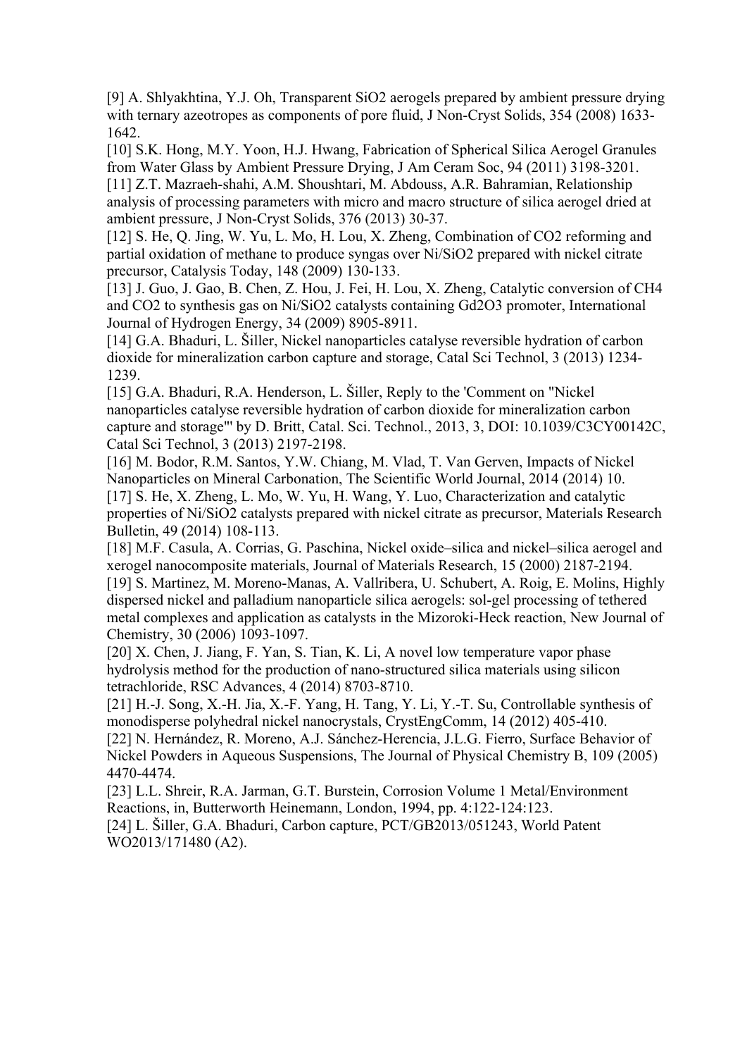[9] A. Shlyakhtina, Y.J. Oh, Transparent $SiO_2$ aerogels prepared by ambient pressure drying with ternary azeotropes as components of pore fluid, J Non-Cryst Solids, 354 (2008) 1633-1642.

[10] S.K. Hong, M.Y. Yoon, H.J. Hwang, Fabrication of Spherical Silica Aerogel Granules from Water Glass by Ambient Pressure Drying, J Am Ceram Soc, 94 (2011) 3198-3201.

[11] Z.T. Mazraeh-shahi, A.M. Shoushtari, M. Abdouss, A.R. Bahramian, Relationship analysis of processing parameters with micro and macro structure of silica aerogel dried at ambient pressure, J Non-Cryst Solids, 376 (2013) 30-37.

[12] S. He, Q. Jing, W. Yu, L. Mo, H. Lou, X. Zheng, Combination of $CO_2$ reforming and partial oxidation of methane to produce syngas over $Ni/SiO_2$ prepared with nickel citrate precursor, Catalysis Today, 148 (2009) 130-133.

[13] J. Guo, J. Gao, B. Chen, Z. Hou, J. Fei, H. Lou, X. Zheng, Catalytic conversion of $CH_4$ and $CO_2$ to synthesis gas on $Ni/SiO_2$ catalysts containing $Gd_2O_3$ promoter, International Journal of Hydrogen Energy, 34 (2009) 8905-8911.

[14] G.A. Bhaduri, L. Šiller, Nickel nanoparticles catalyse reversible hydration of carbon dioxide for mineralization carbon capture and storage, Catal Sci Technol, 3 (2013) 1234-1239.

[15] G.A. Bhaduri, R.A. Henderson, L. Šiller, Reply to the 'Comment on "Nickel nanoparticles catalyse reversible hydration of carbon dioxide for mineralization carbon capture and storage"' by D. Britt, Catal. Sci. Technol., 2013, 3, DOI: 10.1039/C3CY00142C, Catal Sci Technol, 3 (2013) 2197-2198.

[16] M. Bodor, R.M. Santos, Y.W. Chiang, M. Vlad, T. Van Gerven, Impacts of Nickel Nanoparticles on Mineral Carbonation, The Scientific World Journal, 2014 (2014) 10.

[17] S. He, X. Zheng, L. Mo, W. Yu, H. Wang, Y. Luo, Characterization and catalytic properties of $Ni/SiO_2$ catalysts prepared with nickel citrate as precursor, Materials Research Bulletin, 49 (2014) 108-113.

[18] M.F. Casula, A. Corrias, G. Paschina, Nickel oxide–silica and nickel–silica aerogel and xerogel nanocomposite materials, Journal of Materials Research, 15 (2000) 2187-2194.

[19] S. Martinez, M. Moreno-Manas, A. Vallribera, U. Schubert, A. Roig, E. Molins, Highly dispersed nickel and palladium nanoparticle silica aerogels: sol-gel processing of tethered metal complexes and application as catalysts in the Mizoroki-Heck reaction, New Journal of Chemistry, 30 (2006) 1093-1097.

[20] X. Chen, J. Jiang, F. Yan, S. Tian, K. Li, A novel low temperature vapor phase hydrolysis method for the production of nano-structured silica materials using silicon tetrachloride, RSC Advances, 4 (2014) 8703-8710.

[21] H.-J. Song, X.-H. Jia, X.-F. Yang, H. Tang, Y. Li, Y.-T. Su, Controllable synthesis of monodisperse polyhedral nickel nanocrystals, CrystEngComm, 14 (2012) 405-410.

[22] N. Hernández, R. Moreno, A.J. Sánchez-Herencia, J.L.G. Fierro, Surface Behavior of Nickel Powders in Aqueous Suspensions, The Journal of Physical Chemistry B, 109 (2005) 4470-4474.

[23] L.L. Shreir, R.A. Jarman, G.T. Burstein, Corrosion Volume 1 Metal/Environment Reactions, in, Butterworth Heinemann, London, 1994, pp. 4:122-124:123.

[24] L. Šiller, G.A. Bhaduri, Carbon capture, PCT/GB2013/051243, World Patent WO2013/171480 (A2).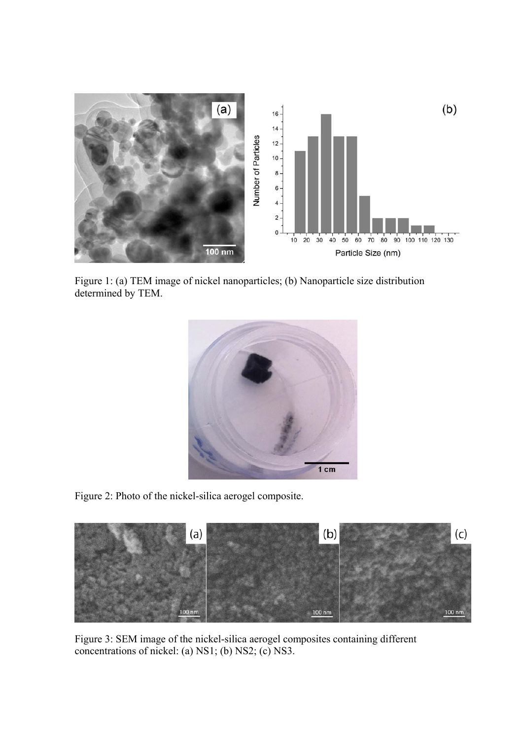Figure 1: (a) TEM image of nickel nanoparticles; (b) Nanoparticle size distribution determined by TEM.

Figure 2: Photo of the nickel-silica aerogel composite.

Figure 3: SEM image of the nickel-silica aerogel composites containing different concentrations of nickel: (a) NS1; (b) NS2; (c) NS3.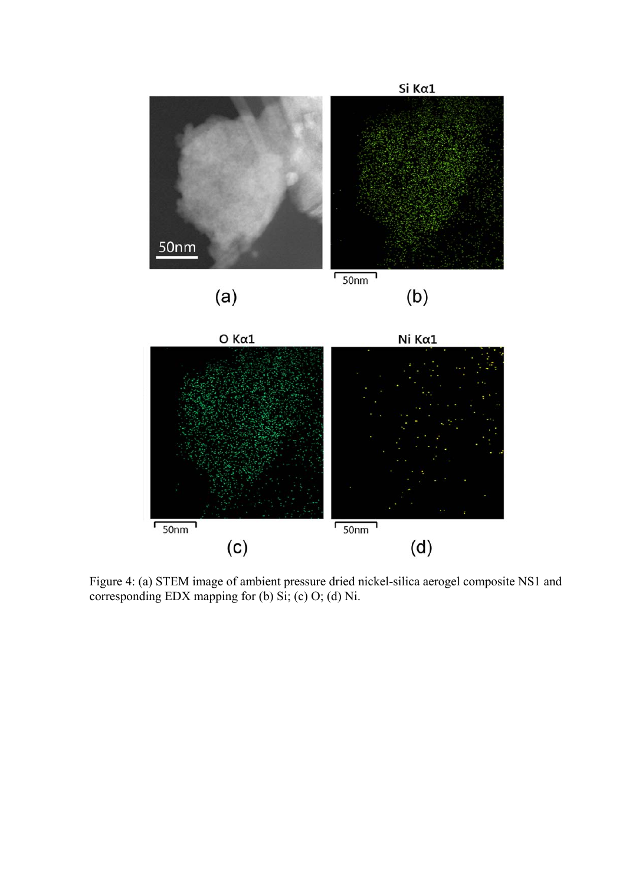Figure 4: (a) STEM image of ambient pressure dried nickel-silica aerogel composite NS1 and corresponding EDX mapping for (b) Si; (c) O; (d) Ni.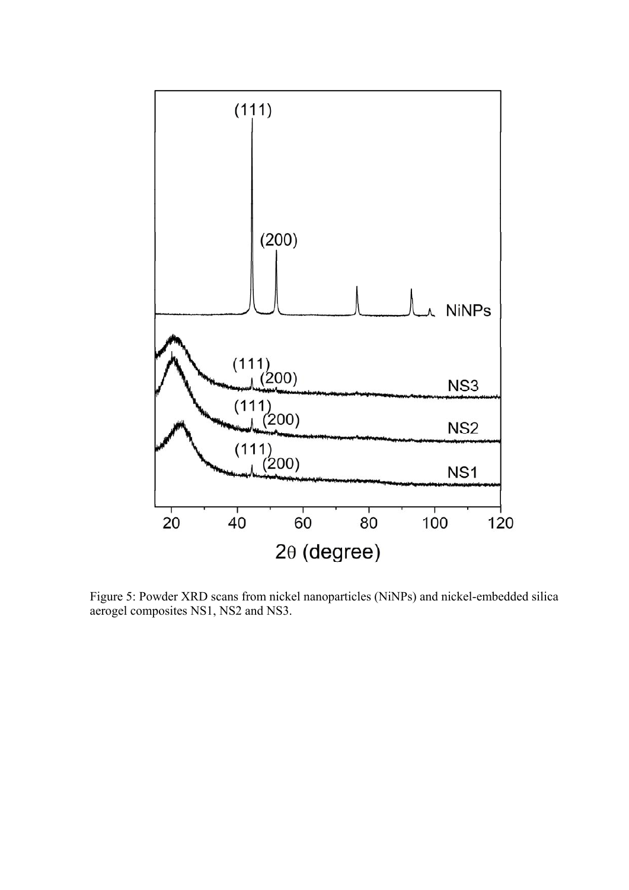Figure 5: Powder XRD scans from nickel nanoparticles (NiNPs) and nickel-embedded silica aerogel composites NS1, NS2 and NS3.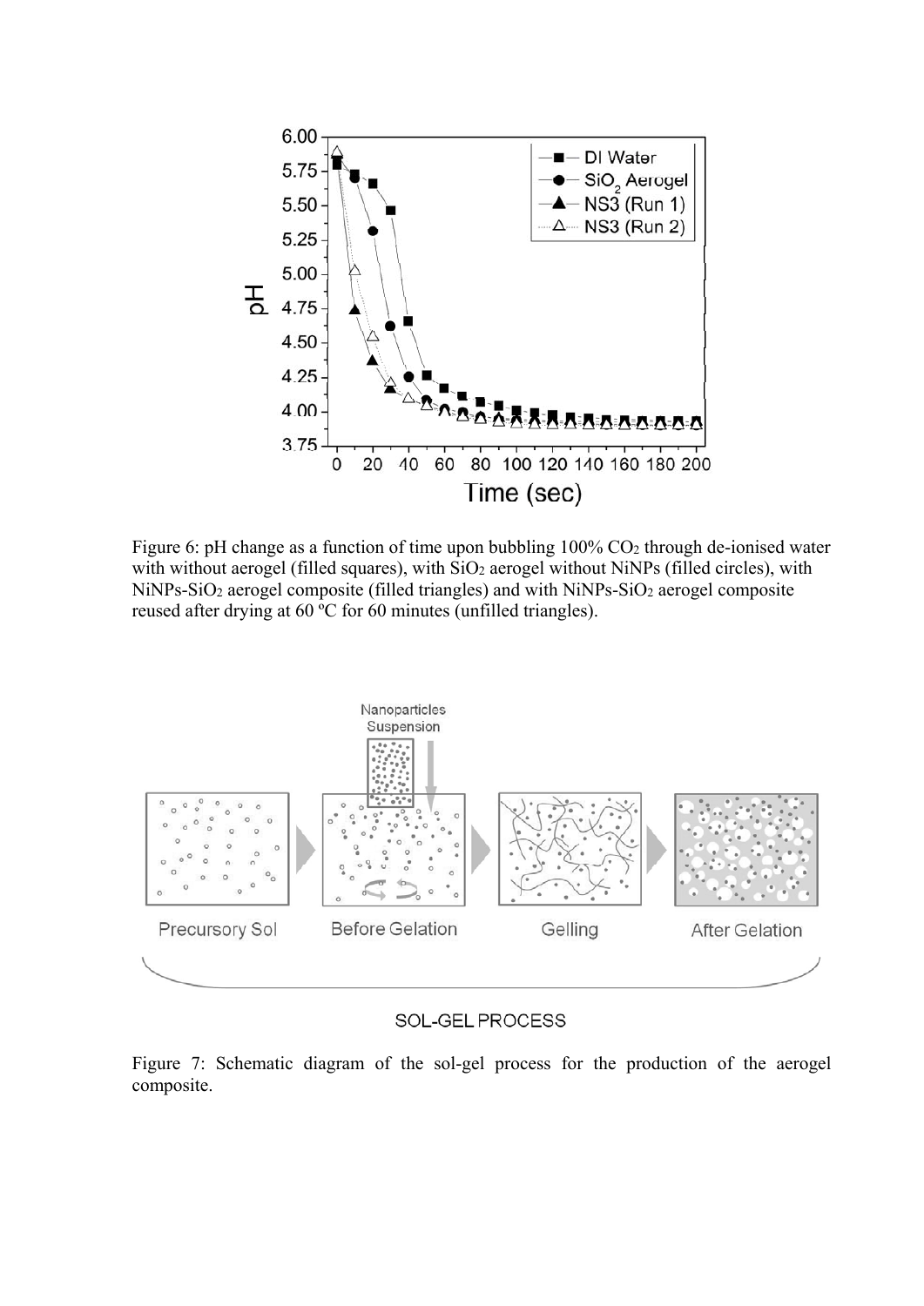6.00
5.75
5.50
5.25
5.00
4.75
4.50
4.25
4.00
3.75

pH

0 20 40 60 80 100 120 140 160 180 200

Time (sec)

DI Water
$SiO_2$ Aerogel
NS3 (Run 1)
NS3 (Run 2)

Figure 6: pH change as a function of time upon bubbling 100% $CO_2$ through de-ionised water with without aerogel (filled squares), with $SiO_2$ aerogel without NiNPs (filled circles), with NiNPs-$SiO_2$ aerogel composite (filled triangles) and with NiNPs-$SiO_2$ aerogel composite reused after drying at 60 ºC for 60 minutes (unfilled triangles).

Nanoparticles Suspension

Precursory Sol

Before Gelation

Gelling

After Gelation

SOL-GEL PROCESS

Figure 7: Schematic diagram of the sol-gel process for the production of the aerogel composite.